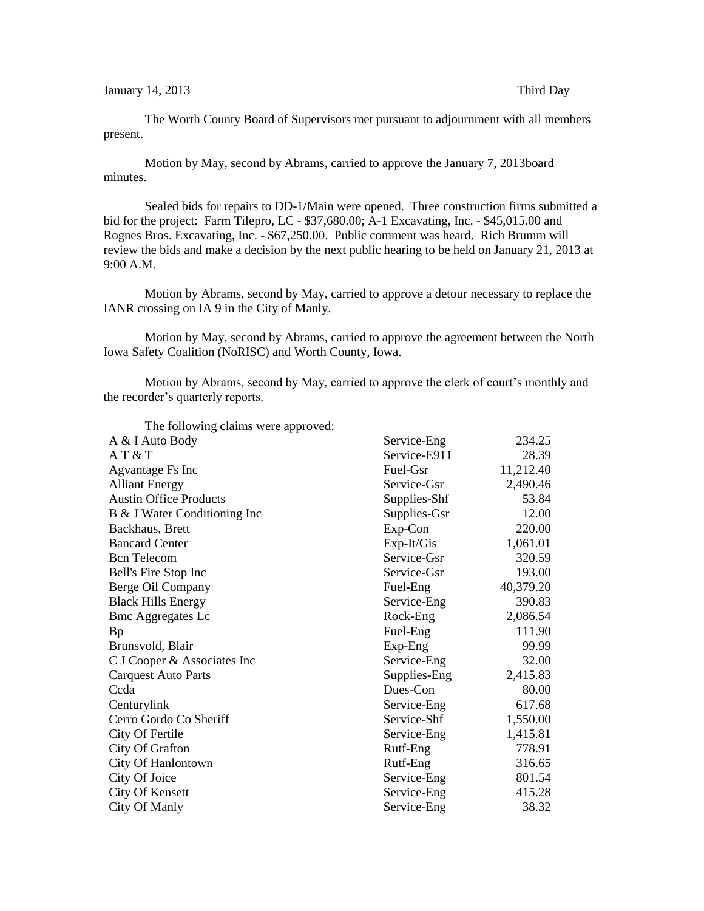January 14, 2013 Third Day

The Worth County Board of Supervisors met pursuant to adjournment with all members present.

Motion by May, second by Abrams, carried to approve the January 7, 2013board minutes.

Sealed bids for repairs to DD-1/Main were opened. Three construction firms submitted a bid for the project: Farm Tilepro, LC - $37,680.00; A-1 Excavating, Inc. - $45,015.00 and Rognes Bros. Excavating, Inc. - $67,250.00. Public comment was heard. Rich Brumm will review the bids and make a decision by the next public hearing to be held on January 21, 2013 at 9:00 A.M.

Motion by Abrams, second by May, carried to approve a detour necessary to replace the IANR crossing on IA 9 in the City of Manly.

Motion by May, second by Abrams, carried to approve the agreement between the North Iowa Safety Coalition (NoRISC) and Worth County, Iowa.

Motion by Abrams, second by May, carried to approve the clerk of court's monthly and the recorder's quarterly reports.

The following claims were approved:

| | | |
|---|---|---|
| A & I Auto Body | Service-Eng | 234.25 |
| A T & T | Service-E911 | 28.39 |
| Agvantage Fs Inc | Fuel-Gsr | 11,212.40 |
| Alliant Energy | Service-Gsr | 2,490.46 |
| Austin Office Products | Supplies-Shf | 53.84 |
| B & J Water Conditioning Inc | Supplies-Gsr | 12.00 |
| Backhaus, Brett | Exp-Con | 220.00 |
| Bancard Center | Exp-It/Gis | 1,061.01 |
| Bcn Telecom | Service-Gsr | 320.59 |
| Bell's Fire Stop Inc | Service-Gsr | 193.00 |
| Berge Oil Company | Fuel-Eng | 40,379.20 |
| Black Hills Energy | Service-Eng | 390.83 |
| Bmc Aggregates Lc | Rock-Eng | 2,086.54 |
| Bp | Fuel-Eng | 111.90 |
| Brunsvold, Blair | Exp-Eng | 99.99 |
| C J Cooper & Associates Inc | Service-Eng | 32.00 |
| Carquest Auto Parts | Supplies-Eng | 2,415.83 |
| Ccda | Dues-Con | 80.00 |
| Centurylink | Service-Eng | 617.68 |
| Cerro Gordo Co Sheriff | Service-Shf | 1,550.00 |
| City Of Fertile | Service-Eng | 1,415.81 |
| City Of Grafton | Rutf-Eng | 778.91 |
| City Of Hanlontown | Rutf-Eng | 316.65 |
| City Of Joice | Service-Eng | 801.54 |
| City Of Kensett | Service-Eng | 415.28 |
| City Of Manly | Service-Eng | 38.32 |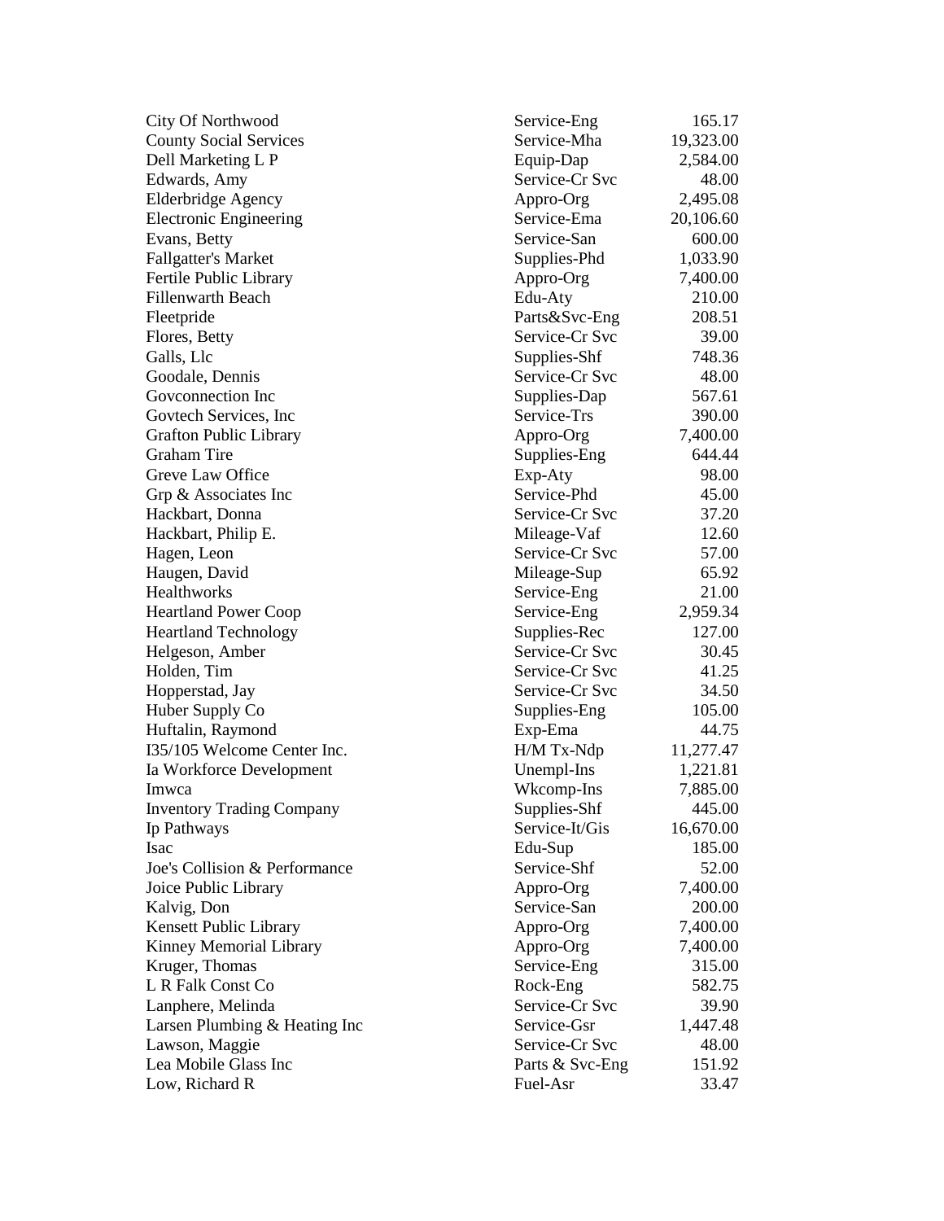| | | |
|---|---|---|
| City Of Northwood | Service-Eng | 165.17 |
| County Social Services | Service-Mha | 19,323.00 |
| Dell Marketing L P | Equip-Dap | 2,584.00 |
| Edwards, Amy | Service-Cr Svc | 48.00 |
| Elderbridge Agency | Appro-Org | 2,495.08 |
| Electronic Engineering | Service-Ema | 20,106.60 |
| Evans, Betty | Service-San | 600.00 |
| Fallgatter's Market | Supplies-Phd | 1,033.90 |
| Fertile Public Library | Appro-Org | 7,400.00 |
| Fillenwarth Beach | Edu-Aty | 210.00 |
| Fleetpride | Parts&Svc-Eng | 208.51 |
| Flores, Betty | Service-Cr Svc | 39.00 |
| Galls, Llc | Supplies-Shf | 748.36 |
| Goodale, Dennis | Service-Cr Svc | 48.00 |
| Govconnection Inc | Supplies-Dap | 567.61 |
| Govtech Services, Inc | Service-Trs | 390.00 |
| Grafton Public Library | Appro-Org | 7,400.00 |
| Graham Tire | Supplies-Eng | 644.44 |
| Greve Law Office | Exp-Aty | 98.00 |
| Grp & Associates Inc | Service-Phd | 45.00 |
| Hackbart, Donna | Service-Cr Svc | 37.20 |
| Hackbart, Philip E. | Mileage-Vaf | 12.60 |
| Hagen, Leon | Service-Cr Svc | 57.00 |
| Haugen, David | Mileage-Sup | 65.92 |
| Healthworks | Service-Eng | 21.00 |
| Heartland Power Coop | Service-Eng | 2,959.34 |
| Heartland Technology | Supplies-Rec | 127.00 |
| Helgeson, Amber | Service-Cr Svc | 30.45 |
| Holden, Tim | Service-Cr Svc | 41.25 |
| Hopperstad, Jay | Service-Cr Svc | 34.50 |
| Huber Supply Co | Supplies-Eng | 105.00 |
| Huftalin, Raymond | Exp-Ema | 44.75 |
| I35/105 Welcome Center Inc. | H/M Tx-Ndp | 11,277.47 |
| Ia Workforce Development | Unempl-Ins | 1,221.81 |
| Imwca | Wkcomp-Ins | 7,885.00 |
| Inventory Trading Company | Supplies-Shf | 445.00 |
| Ip Pathways | Service-It/Gis | 16,670.00 |
| Isac | Edu-Sup | 185.00 |
| Joe's Collision & Performance | Service-Shf | 52.00 |
| Joice Public Library | Appro-Org | 7,400.00 |
| Kalvig, Don | Service-San | 200.00 |
| Kensett Public Library | Appro-Org | 7,400.00 |
| Kinney Memorial Library | Appro-Org | 7,400.00 |
| Kruger, Thomas | Service-Eng | 315.00 |
| L R Falk Const Co | Rock-Eng | 582.75 |
| Lanphere, Melinda | Service-Cr Svc | 39.90 |
| Larsen Plumbing & Heating Inc | Service-Gsr | 1,447.48 |
| Lawson, Maggie | Service-Cr Svc | 48.00 |
| Lea Mobile Glass Inc | Parts & Svc-Eng | 151.92 |
| Low, Richard R | Fuel-Asr | 33.47 |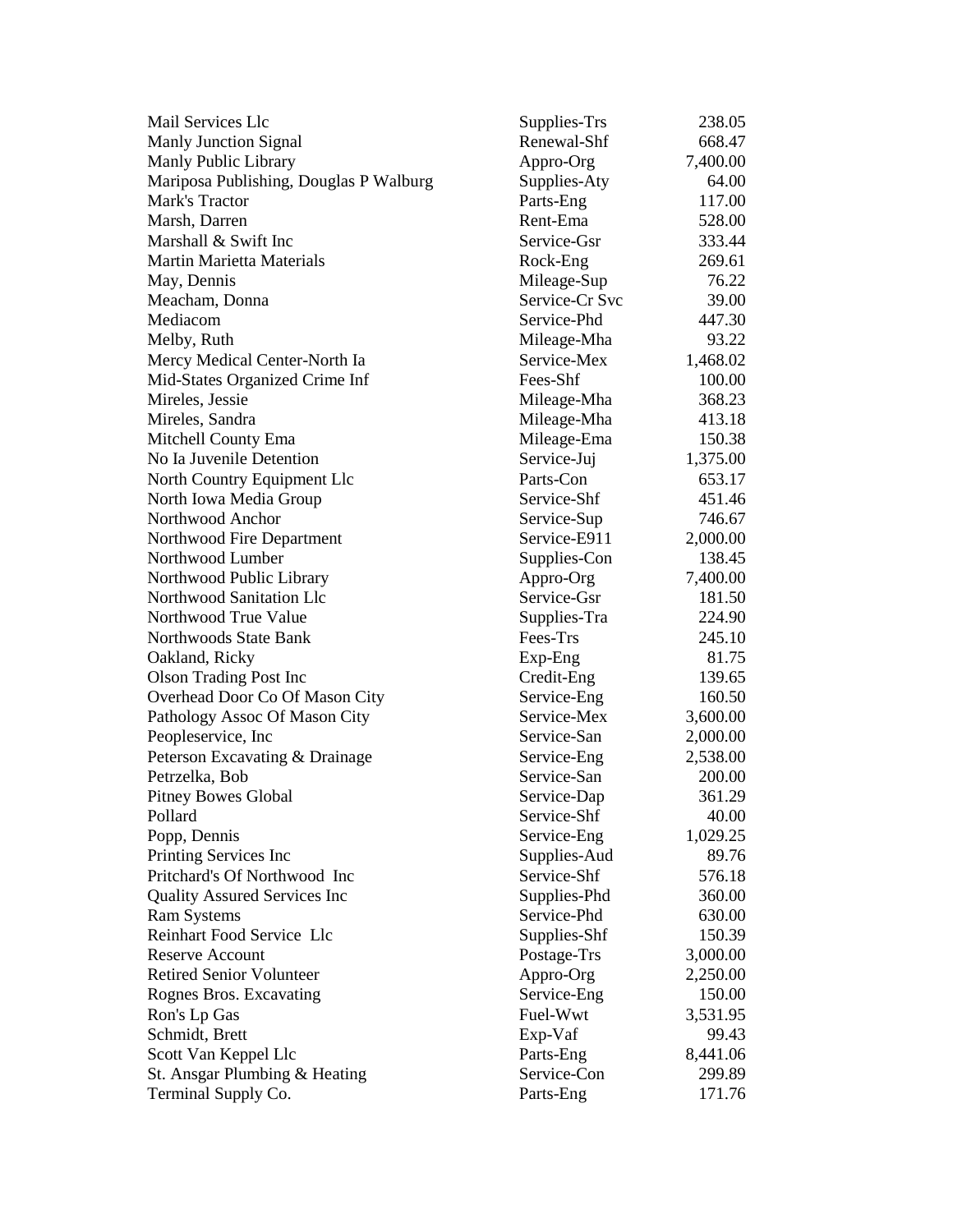| | | |
|---|---|---|
| Mail Services Llc | Supplies-Trs | 238.05 |
| Manly Junction Signal | Renewal-Shf | 668.47 |
| Manly Public Library | Appro-Org | 7,400.00 |
| Mariposa Publishing, Douglas P Walburg | Supplies-Aty | 64.00 |
| Mark's Tractor | Parts-Eng | 117.00 |
| Marsh, Darren | Rent-Ema | 528.00 |
| Marshall & Swift Inc | Service-Gsr | 333.44 |
| Martin Marietta Materials | Rock-Eng | 269.61 |
| May, Dennis | Mileage-Sup | 76.22 |
| Meacham, Donna | Service-Cr Svc | 39.00 |
| Mediacom | Service-Phd | 447.30 |
| Melby, Ruth | Mileage-Mha | 93.22 |
| Mercy Medical Center-North Ia | Service-Mex | 1,468.02 |
| Mid-States Organized Crime Inf | Fees-Shf | 100.00 |
| Mireles, Jessie | Mileage-Mha | 368.23 |
| Mireles, Sandra | Mileage-Mha | 413.18 |
| Mitchell County Ema | Mileage-Ema | 150.38 |
| No Ia Juvenile Detention | Service-Juj | 1,375.00 |
| North Country Equipment Llc | Parts-Con | 653.17 |
| North Iowa Media Group | Service-Shf | 451.46 |
| Northwood Anchor | Service-Sup | 746.67 |
| Northwood Fire Department | Service-E911 | 2,000.00 |
| Northwood Lumber | Supplies-Con | 138.45 |
| Northwood Public Library | Appro-Org | 7,400.00 |
| Northwood Sanitation Llc | Service-Gsr | 181.50 |
| Northwood True Value | Supplies-Tra | 224.90 |
| Northwoods State Bank | Fees-Trs | 245.10 |
| Oakland, Ricky | Exp-Eng | 81.75 |
| Olson Trading Post Inc | Credit-Eng | 139.65 |
| Overhead Door Co Of Mason City | Service-Eng | 160.50 |
| Pathology Assoc Of Mason City | Service-Mex | 3,600.00 |
| Peopleservice, Inc | Service-San | 2,000.00 |
| Peterson Excavating & Drainage | Service-Eng | 2,538.00 |
| Petrzelka, Bob | Service-San | 200.00 |
| Pitney Bowes Global | Service-Dap | 361.29 |
| Pollard | Service-Shf | 40.00 |
| Popp, Dennis | Service-Eng | 1,029.25 |
| Printing Services Inc | Supplies-Aud | 89.76 |
| Pritchard's Of Northwood Inc | Service-Shf | 576.18 |
| Quality Assured Services Inc | Supplies-Phd | 360.00 |
| Ram Systems | Service-Phd | 630.00 |
| Reinhart Food Service Llc | Supplies-Shf | 150.39 |
| Reserve Account | Postage-Trs | 3,000.00 |
| Retired Senior Volunteer | Appro-Org | 2,250.00 |
| Rognes Bros. Excavating | Service-Eng | 150.00 |
| Ron's Lp Gas | Fuel-Wwt | 3,531.95 |
| Schmidt, Brett | Exp-Vaf | 99.43 |
| Scott Van Keppel Llc | Parts-Eng | 8,441.06 |
| St. Ansgar Plumbing & Heating | Service-Con | 299.89 |
| Terminal Supply Co. | Parts-Eng | 171.76 |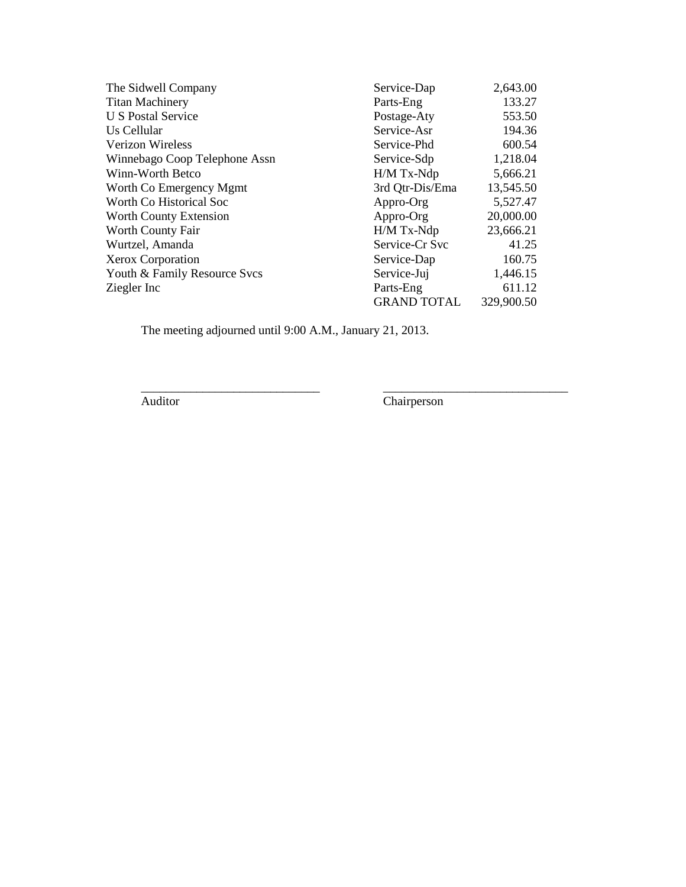| | | |
|---|---|---|
| The Sidwell Company | Service-Dap | 2,643.00 |
| Titan Machinery | Parts-Eng | 133.27 |
| U S Postal Service | Postage-Aty | 553.50 |
| Us Cellular | Service-Asr | 194.36 |
| Verizon Wireless | Service-Phd | 600.54 |
| Winnebago Coop Telephone Assn | Service-Sdp | 1,218.04 |
| Winn-Worth Betco | H/M Tx-Ndp | 5,666.21 |
| Worth Co Emergency Mgmt | 3rd Qtr-Dis/Ema | 13,545.50 |
| Worth Co Historical Soc | Appro-Org | 5,527.47 |
| Worth County Extension | Appro-Org | 20,000.00 |
| Worth County Fair | H/M Tx-Ndp | 23,666.21 |
| Wurtzel, Amanda | Service-Cr Svc | 41.25 |
| Xerox Corporation | Service-Dap | 160.75 |
| Youth & Family Resource Svcs | Service-Juj | 1,446.15 |
| Ziegler Inc | Parts-Eng | 611.12 |
| | GRAND TOTAL | 329,900.50 |

The meeting adjourned until 9:00 A.M., January 21, 2013.

_____________________________ _____________________________

Auditor Chairperson